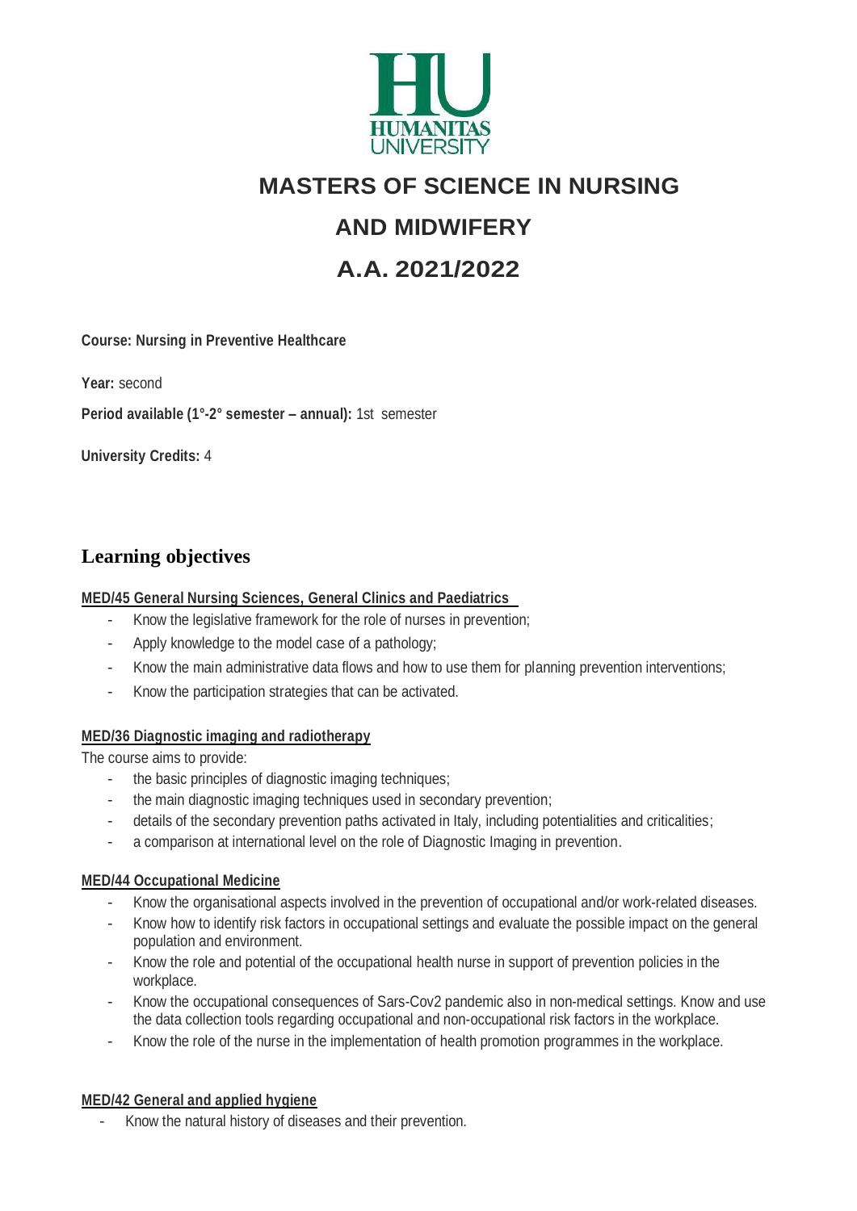# MASTERS OF SCIENCE IN NURSING AND MIDWIFERY

# A.A. 2021/2022

**Course: Nursing in Preventive Healthcare**

**Year:** second

**Period available (1°-2° semester – annual):** 1st semester

**University Credits:** 4

## Learning objectives

**MED/45 General Nursing Sciences, General Clinics and Paediatrics**

- Know the legislative framework for the role of nurses in prevention;
- Apply knowledge to the model case of a pathology;
- Know the main administrative data flows and how to use them for planning prevention interventions;
- Know the participation strategies that can be activated.

**MED/36 Diagnostic imaging and radiotherapy**

The course aims to provide:

- the basic principles of diagnostic imaging techniques;
- the main diagnostic imaging techniques used in secondary prevention;
- details of the secondary prevention paths activated in Italy, including potentialities and criticalities;
- a comparison at international level on the role of Diagnostic Imaging in prevention.

**MED/44 Occupational Medicine**

- Know the organisational aspects involved in the prevention of occupational and/or work-related diseases.
- Know how to identify risk factors in occupational settings and evaluate the possible impact on the general population and environment.
- Know the role and potential of the occupational health nurse in support of prevention policies in the workplace.
- Know the occupational consequences of Sars-Cov2 pandemic also in non-medical settings. Know and use the data collection tools regarding occupational and non-occupational risk factors in the workplace.
- Know the role of the nurse in the implementation of health promotion programmes in the workplace.

**MED/42 General and applied hygiene**

- Know the natural history of diseases and their prevention.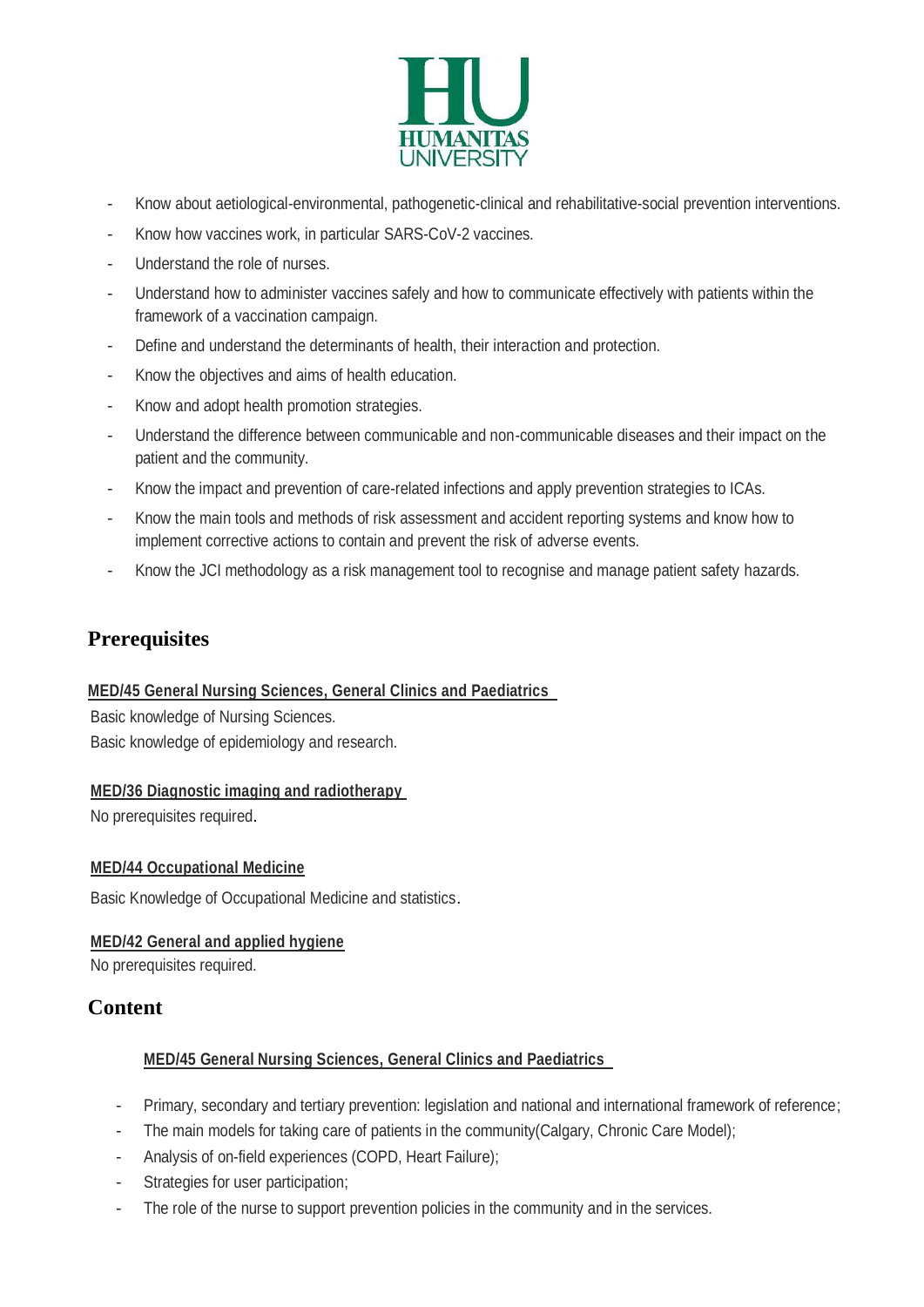- Know about aetiological-environmental, pathogenetic-clinical and rehabilitative-social prevention interventions.
- Know how vaccines work, in particular SARS-CoV-2 vaccines.
- Understand the role of nurses.
- Understand how to administer vaccines safely and how to communicate effectively with patients within the framework of a vaccination campaign.
- Define and understand the determinants of health, their interaction and protection.
- Know the objectives and aims of health education.
- Know and adopt health promotion strategies.
- Understand the difference between communicable and non-communicable diseases and their impact on the patient and the community.
- Know the impact and prevention of care-related infections and apply prevention strategies to ICAs.
- Know the main tools and methods of risk assessment and accident reporting systems and know how to implement corrective actions to contain and prevent the risk of adverse events.
- Know the JCI methodology as a risk management tool to recognise and manage patient safety hazards.

## Prerequisites

**MED/45 General Nursing Sciences, General Clinics and Paediatrics**

Basic knowledge of Nursing Sciences.
Basic knowledge of epidemiology and research.

**MED/36 Diagnostic imaging and radiotherapy**

No prerequisites required.

**MED/44 Occupational Medicine**

Basic Knowledge of Occupational Medicine and statistics.

**MED/42 General and applied hygiene**

No prerequisites required.

## Content

**MED/45 General Nursing Sciences, General Clinics and Paediatrics**

- Primary, secondary and tertiary prevention: legislation and national and international framework of reference;
- The main models for taking care of patients in the community(Calgary, Chronic Care Model);
- Analysis of on-field experiences (COPD, Heart Failure);
- Strategies for user participation;
- The role of the nurse to support prevention policies in the community and in the services.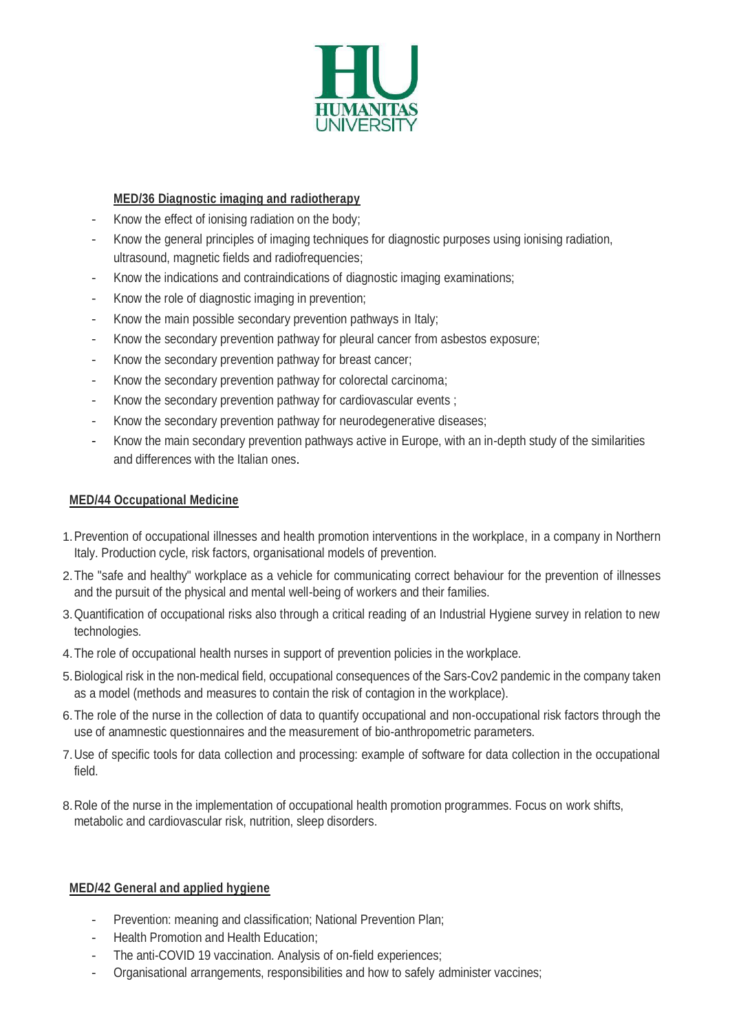### MED/36 Diagnostic imaging and radiotherapy

- Know the effect of ionising radiation on the body;
- Know the general principles of imaging techniques for diagnostic purposes using ionising radiation, ultrasound, magnetic fields and radiofrequencies;
- Know the indications and contraindications of diagnostic imaging examinations;
- Know the role of diagnostic imaging in prevention;
- Know the main possible secondary prevention pathways in Italy;
- Know the secondary prevention pathway for pleural cancer from asbestos exposure;
- Know the secondary prevention pathway for breast cancer;
- Know the secondary prevention pathway for colorectal carcinoma;
- Know the secondary prevention pathway for cardiovascular events ;
- Know the secondary prevention pathway for neurodegenerative diseases;
- Know the main secondary prevention pathways active in Europe, with an in-depth study of the similarities and differences with the Italian ones.

### MED/44 Occupational Medicine

1. Prevention of occupational illnesses and health promotion interventions in the workplace, in a company in Northern Italy. Production cycle, risk factors, organisational models of prevention.
2. The "safe and healthy" workplace as a vehicle for communicating correct behaviour for the prevention of illnesses and the pursuit of the physical and mental well-being of workers and their families.
3. Quantification of occupational risks also through a critical reading of an Industrial Hygiene survey in relation to new technologies.
4. The role of occupational health nurses in support of prevention policies in the workplace.
5. Biological risk in the non-medical field, occupational consequences of the Sars-Cov2 pandemic in the company taken as a model (methods and measures to contain the risk of contagion in the workplace).
6. The role of the nurse in the collection of data to quantify occupational and non-occupational risk factors through the use of anamnestic questionnaires and the measurement of bio-anthropometric parameters.
7. Use of specific tools for data collection and processing: example of software for data collection in the occupational field.
8. Role of the nurse in the implementation of occupational health promotion programmes. Focus on work shifts, metabolic and cardiovascular risk, nutrition, sleep disorders.

### MED/42 General and applied hygiene

- Prevention: meaning and classification; National Prevention Plan;
- Health Promotion and Health Education;
- The anti-COVID 19 vaccination. Analysis of on-field experiences;
- Organisational arrangements, responsibilities and how to safely administer vaccines;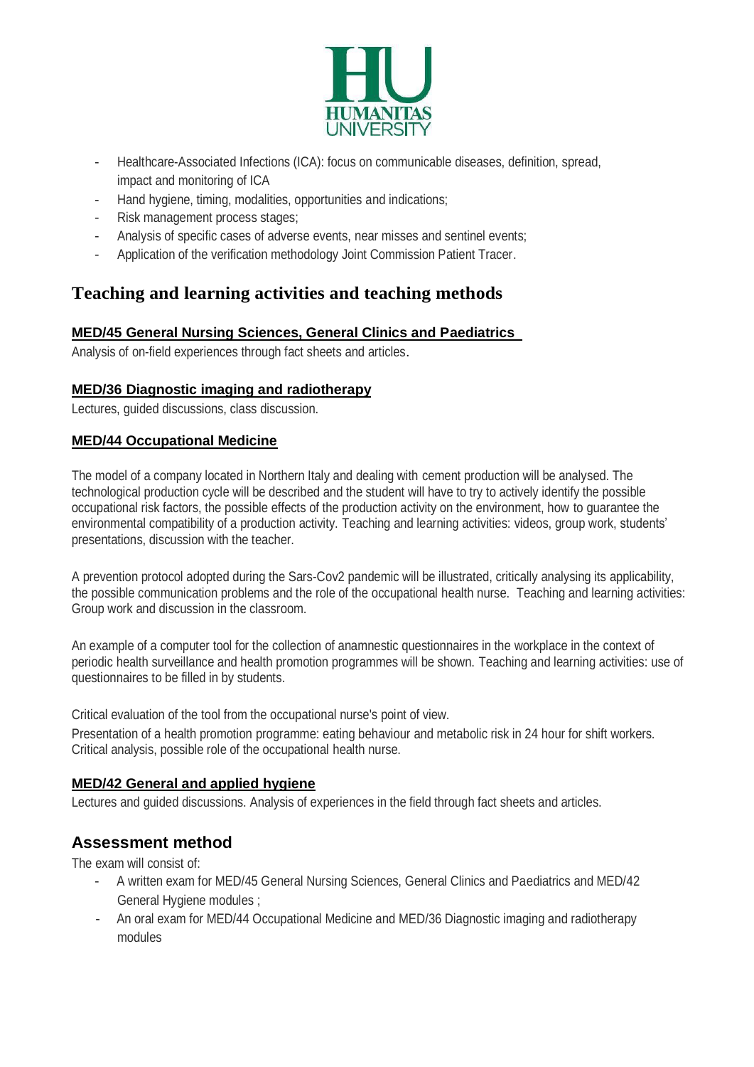- Healthcare-Associated Infections (ICA): focus on communicable diseases, definition, spread, impact and monitoring of ICA
- Hand hygiene, timing, modalities, opportunities and indications;
- Risk management process stages;
- Analysis of specific cases of adverse events, near misses and sentinel events;
- Application of the verification methodology Joint Commission Patient Tracer.

## Teaching and learning activities and teaching methods

### MED/45 General Nursing Sciences, General Clinics and Paediatrics

Analysis of on-field experiences through fact sheets and articles.

### MED/36 Diagnostic imaging and radiotherapy

Lectures, guided discussions, class discussion.

### MED/44 Occupational Medicine

The model of a company located in Northern Italy and dealing with cement production will be analysed. The technological production cycle will be described and the student will have to try to actively identify the possible occupational risk factors, the possible effects of the production activity on the environment, how to guarantee the environmental compatibility of a production activity. Teaching and learning activities: videos, group work, students' presentations, discussion with the teacher.

A prevention protocol adopted during the Sars-Cov2 pandemic will be illustrated, critically analysing its applicability, the possible communication problems and the role of the occupational health nurse. Teaching and learning activities: Group work and discussion in the classroom.

An example of a computer tool for the collection of anamnestic questionnaires in the workplace in the context of periodic health surveillance and health promotion programmes will be shown. Teaching and learning activities: use of questionnaires to be filled in by students.

Critical evaluation of the tool from the occupational nurse's point of view.

Presentation of a health promotion programme: eating behaviour and metabolic risk in 24 hour for shift workers. Critical analysis, possible role of the occupational health nurse.

### MED/42 General and applied hygiene

Lectures and guided discussions. Analysis of experiences in the field through fact sheets and articles.

## Assessment method

The exam will consist of:

- A written exam for MED/45 General Nursing Sciences, General Clinics and Paediatrics and MED/42 General Hygiene modules ;
- An oral exam for MED/44 Occupational Medicine and MED/36 Diagnostic imaging and radiotherapy modules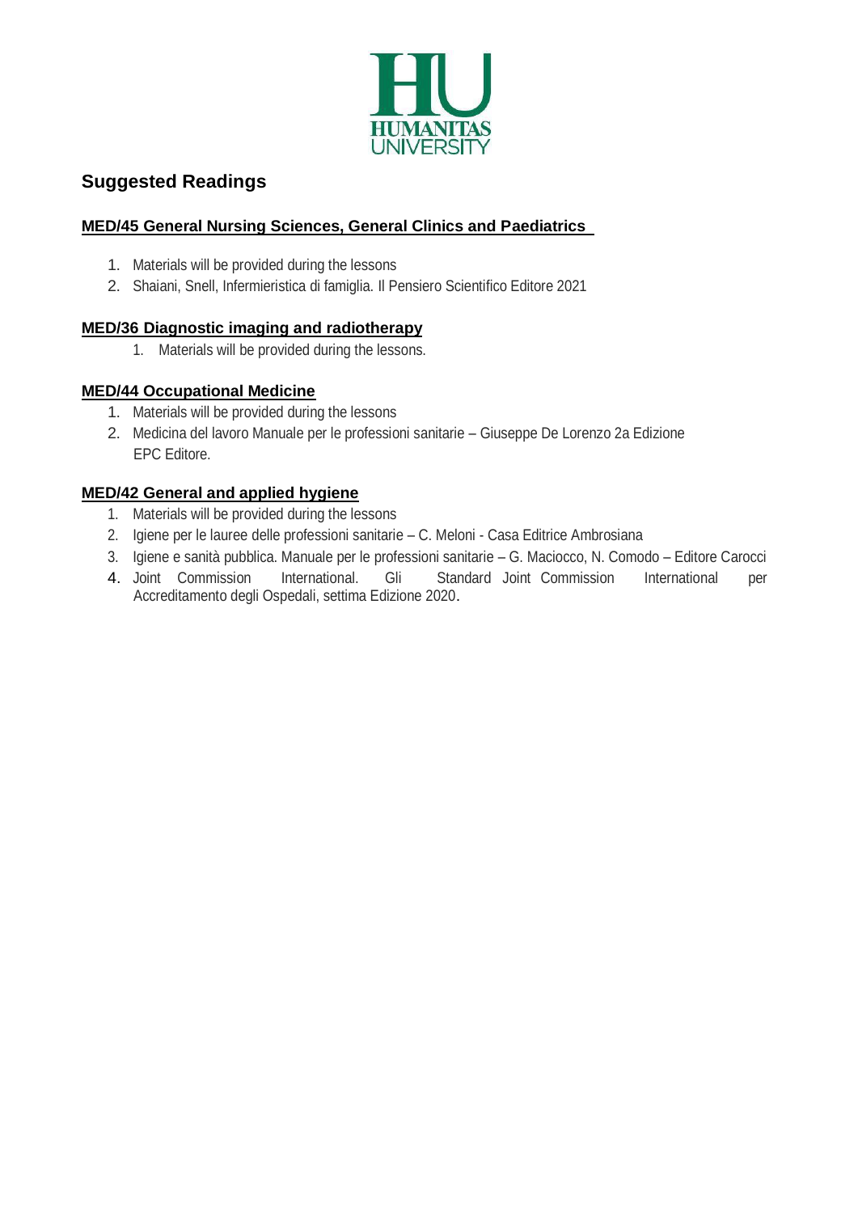## Suggested Readings

### MED/45 General Nursing Sciences, General Clinics and Paediatrics

1. Materials will be provided during the lessons
2. Shaiani, Snell, Infermieristica di famiglia. Il Pensiero Scientifico Editore 2021

### MED/36 Diagnostic imaging and radiotherapy

1. Materials will be provided during the lessons.

### MED/44 Occupational Medicine

1. Materials will be provided during the lessons
2. Medicina del lavoro Manuale per le professioni sanitarie – Giuseppe De Lorenzo 2a Edizione EPC Editore.

### MED/42 General and applied hygiene

1. Materials will be provided during the lessons
2. Igiene per le lauree delle professioni sanitarie – C. Meloni - Casa Editrice Ambrosiana
3. Igiene e sanità pubblica. Manuale per le professioni sanitarie – G. Maciocco, N. Comodo – Editore Carocci
4. Joint Commission International. Gli Standard Joint Commission International per Accreditamento degli Ospedali, settima Edizione 2020.